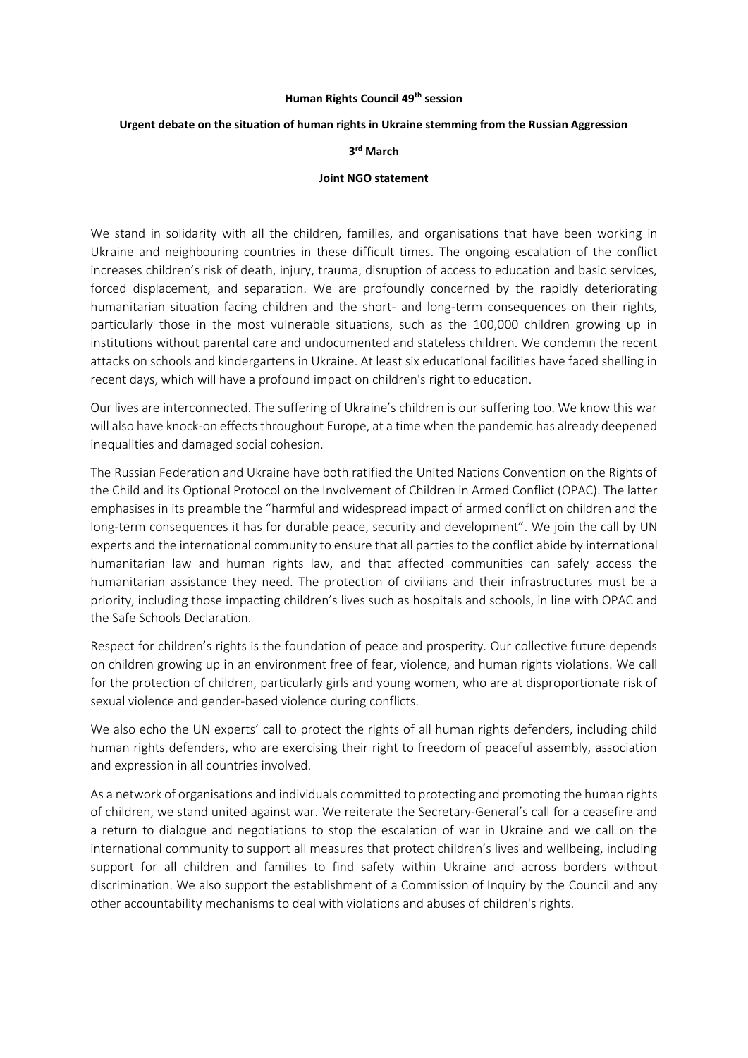**Human Rights Council 49th session**

**Urgent debate on the situation of human rights in Ukraine stemming from the Russian Aggression**

**3rd March**

**Joint NGO statement**

We stand in solidarity with all the children, families, and organisations that have been working in Ukraine and neighbouring countries in these difficult times. The ongoing escalation of the conflict increases children's risk of death, injury, trauma, disruption of access to education and basic services, forced displacement, and separation. We are profoundly concerned by the rapidly deteriorating humanitarian situation facing children and the short- and long-term consequences on their rights, particularly those in the most vulnerable situations, such as the 100,000 children growing up in institutions without parental care and undocumented and stateless children. We condemn the recent attacks on schools and kindergartens in Ukraine. At least six educational facilities have faced shelling in recent days, which will have a profound impact on children's right to education.

Our lives are interconnected. The suffering of Ukraine's children is our suffering too. We know this war will also have knock-on effects throughout Europe, at a time when the pandemic has already deepened inequalities and damaged social cohesion.

The Russian Federation and Ukraine have both ratified the United Nations Convention on the Rights of the Child and its Optional Protocol on the Involvement of Children in Armed Conflict (OPAC). The latter emphasises in its preamble the "harmful and widespread impact of armed conflict on children and the long-term consequences it has for durable peace, security and development". We join the call by UN experts and the international community to ensure that all parties to the conflict abide by international humanitarian law and human rights law, and that affected communities can safely access the humanitarian assistance they need. The protection of civilians and their infrastructures must be a priority, including those impacting children's lives such as hospitals and schools, in line with OPAC and the Safe Schools Declaration.

Respect for children's rights is the foundation of peace and prosperity. Our collective future depends on children growing up in an environment free of fear, violence, and human rights violations. We call for the protection of children, particularly girls and young women, who are at disproportionate risk of sexual violence and gender-based violence during conflicts.

We also echo the UN experts' call to protect the rights of all human rights defenders, including child human rights defenders, who are exercising their right to freedom of peaceful assembly, association and expression in all countries involved.

As a network of organisations and individuals committed to protecting and promoting the human rights of children, we stand united against war. We reiterate the Secretary-General's call for a ceasefire and a return to dialogue and negotiations to stop the escalation of war in Ukraine and we call on the international community to support all measures that protect children's lives and wellbeing, including support for all children and families to find safety within Ukraine and across borders without discrimination. We also support the establishment of a Commission of Inquiry by the Council and any other accountability mechanisms to deal with violations and abuses of children's rights.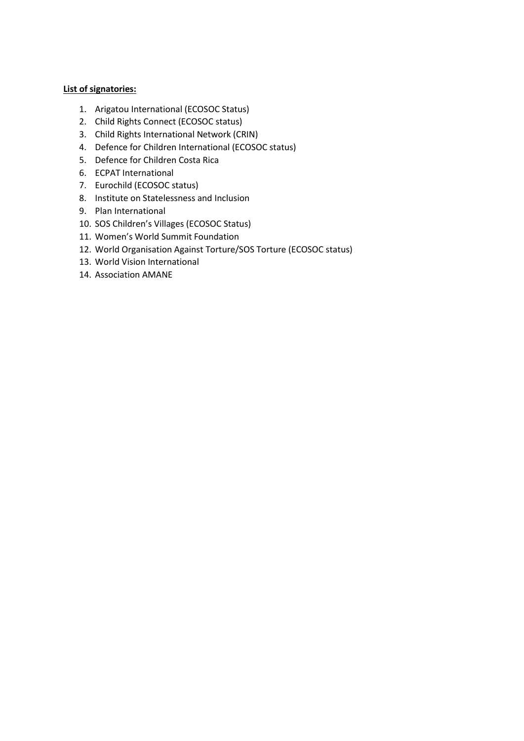**List of signatories:**

1. Arigatou International (ECOSOC Status)
2. Child Rights Connect (ECOSOC status)
3. Child Rights International Network (CRIN)
4. Defence for Children International (ECOSOC status)
5. Defence for Children Costa Rica
6. ECPAT International
7. Eurochild (ECOSOC status)
8. Institute on Statelessness and Inclusion
9. Plan International
10. SOS Children's Villages (ECOSOC Status)
11. Women's World Summit Foundation
12. World Organisation Against Torture/SOS Torture (ECOSOC status)
13. World Vision International
14. Association AMANE